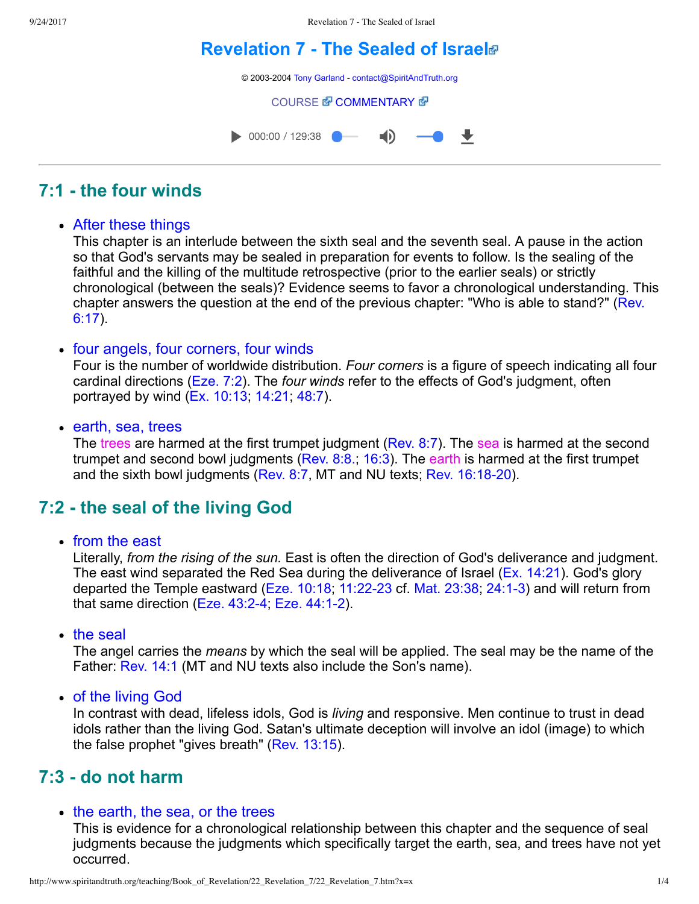# Revelation 7 - The Sealed of Israel

© 2003-2004 Tony Garland - contact@SpiritAndTruth.org

COURSE COMMENTARY

000:00 / 129:38

## 7:1 - the four winds

- After these things
  This chapter is an interlude between the sixth seal and the seventh seal. A pause in the action so that God's servants may be sealed in preparation for events to follow. Is the sealing of the faithful and the killing of the multitude retrospective (prior to the earlier seals) or strictly chronological (between the seals)? Evidence seems to favor a chronological understanding. This chapter answers the question at the end of the previous chapter: "Who is able to stand?" (Rev. 6:17).

- four angels, four corners, four winds
  Four is the number of worldwide distribution. *Four corners* is a figure of speech indicating all four cardinal directions (Eze. 7:2). The *four winds* refer to the effects of God's judgment, often portrayed by wind (Ex. 10:13; 14:21; 48:7).

- earth, sea, trees
  The trees are harmed at the first trumpet judgment (Rev. 8:7). The sea is harmed at the second trumpet and second bowl judgments (Rev. 8:8.; 16:3). The earth is harmed at the first trumpet and the sixth bowl judgments (Rev. 8:7, MT and NU texts; Rev. 16:18-20).

## 7:2 - the seal of the living God

- from the east
  Literally, *from the rising of the sun.* East is often the direction of God's deliverance and judgment. The east wind separated the Red Sea during the deliverance of Israel (Ex. 14:21). God's glory departed the Temple eastward (Eze. 10:18; 11:22-23 cf. Mat. 23:38; 24:1-3) and will return from that same direction (Eze. 43:2-4; Eze. 44:1-2).

- the seal
  The angel carries the *means* by which the seal will be applied. The seal may be the name of the Father: Rev. 14:1 (MT and NU texts also include the Son's name).

- of the living God
  In contrast with dead, lifeless idols, God is *living* and responsive. Men continue to trust in dead idols rather than the living God. Satan's ultimate deception will involve an idol (image) to which the false prophet "gives breath" (Rev. 13:15).

## 7:3 - do not harm

- the earth, the sea, or the trees
  This is evidence for a chronological relationship between this chapter and the sequence of seal judgments because the judgments which specifically target the earth, sea, and trees have not yet occurred.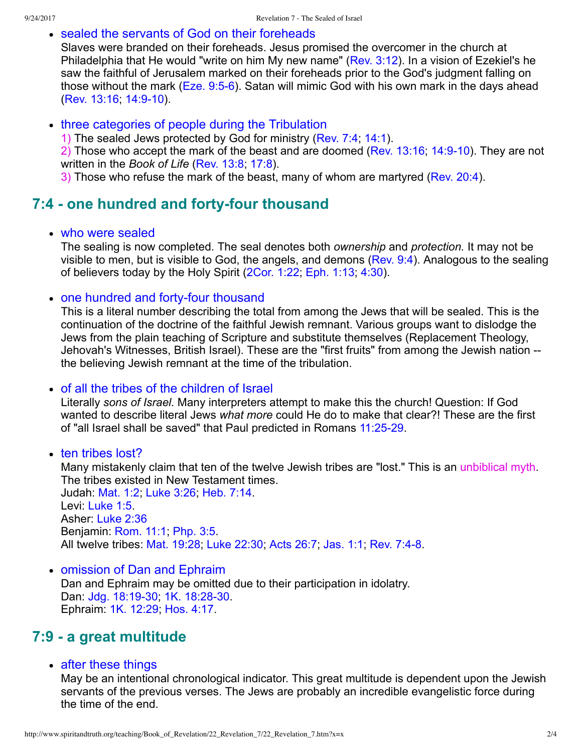- sealed the servants of God on their foreheads
  Slaves were branded on their foreheads. Jesus promised the overcomer in the church at Philadelphia that He would "write on him My new name" (Rev. 3:12). In a vision of Ezekiel's he saw the faithful of Jerusalem marked on their foreheads prior to the God's judgment falling on those without the mark (Eze. 9:5-6). Satan will mimic God with his own mark in the days ahead (Rev. 13:16; 14:9-10).

- three categories of people during the Tribulation
  1) The sealed Jews protected by God for ministry (Rev. 7:4; 14:1).
  2) Those who accept the mark of the beast and are doomed (Rev. 13:16; 14:9-10). They are not written in the *Book of Life* (Rev. 13:8; 17:8).
  3) Those who refuse the mark of the beast, many of whom are martyred (Rev. 20:4).

## 7:4 - one hundred and forty-four thousand

- who were sealed
  The sealing is now completed. The seal denotes both *ownership* and *protection.* It may not be visible to men, but is visible to God, the angels, and demons (Rev. 9:4). Analogous to the sealing of believers today by the Holy Spirit (2Cor. 1:22; Eph. 1:13; 4:30).

- one hundred and forty-four thousand
  This is a literal number describing the total from among the Jews that will be sealed. This is the continuation of the doctrine of the faithful Jewish remnant. Various groups want to dislodge the Jews from the plain teaching of Scripture and substitute themselves (Replacement Theology, Jehovah's Witnesses, British Israel). These are the "first fruits" from among the Jewish nation -- the believing Jewish remnant at the time of the tribulation.

- of all the tribes of the children of Israel
  Literally *sons of Israel.* Many interpreters attempt to make this the church! Question: If God wanted to describe literal Jews *what more* could He do to make that clear?! These are the first of "all Israel shall be saved" that Paul predicted in Romans 11:25-29.

- ten tribes lost?
  Many mistakenly claim that ten of the twelve Jewish tribes are "lost." This is an unbiblical myth. The tribes existed in New Testament times.
  Judah: Mat. 1:2; Luke 3:26; Heb. 7:14.
  Levi: Luke 1:5.
  Asher: Luke 2:36
  Benjamin: Rom. 11:1; Php. 3:5.
  All twelve tribes: Mat. 19:28; Luke 22:30; Acts 26:7; Jas. 1:1; Rev. 7:4-8.

- omission of Dan and Ephraim
  Dan and Ephraim may be omitted due to their participation in idolatry.
  Dan: Jdg. 18:19-30; 1K. 18:28-30.
  Ephraim: 1K. 12:29; Hos. 4:17.

## 7:9 - a great multitude

- after these things
  May be an intentional chronological indicator. This great multitude is dependent upon the Jewish servants of the previous verses. The Jews are probably an incredible evangelistic force during the time of the end.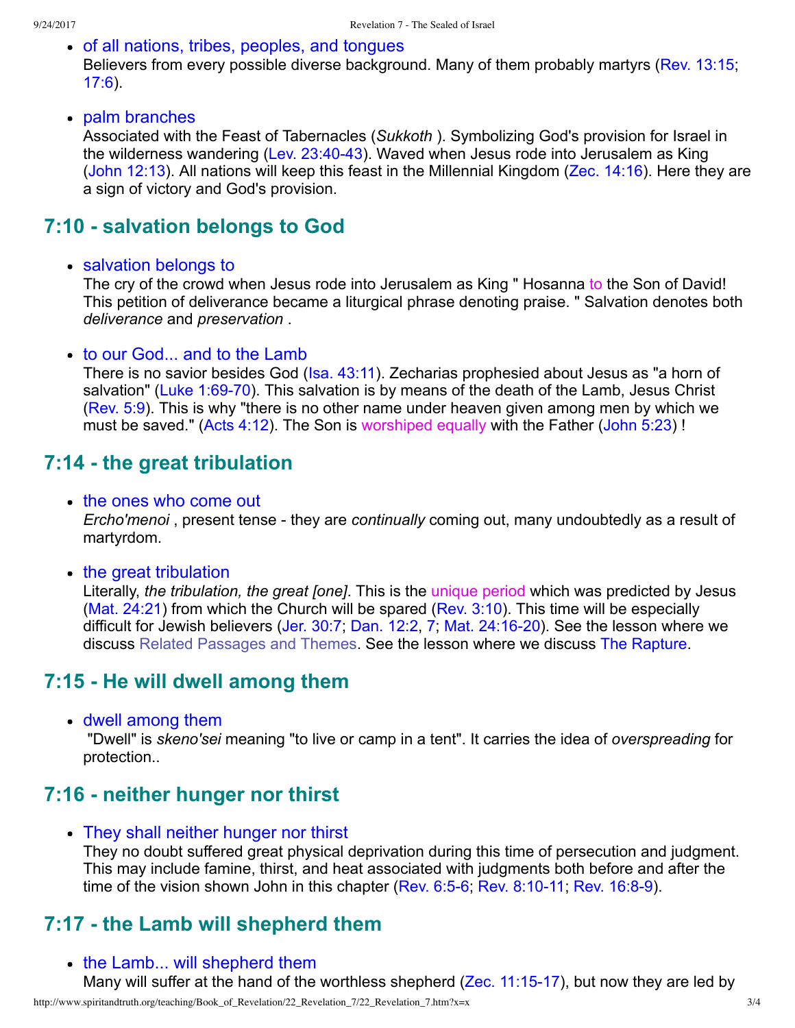- of all nations, tribes, peoples, and tongues
  Believers from every possible diverse background. Many of them probably martyrs (Rev. 13:15; 17:6).

- palm branches
  Associated with the Feast of Tabernacles (*Sukkoth* ). Symbolizing God's provision for Israel in the wilderness wandering (Lev. 23:40-43). Waved when Jesus rode into Jerusalem as King (John 12:13). All nations will keep this feast in the Millennial Kingdom (Zec. 14:16). Here they are a sign of victory and God's provision.

## 7:10 - salvation belongs to God

- salvation belongs to
  The cry of the crowd when Jesus rode into Jerusalem as King " Hosanna to the Son of David! This petition of deliverance became a liturgical phrase denoting praise. " Salvation denotes both *deliverance* and *preservation* .

- to our God... and to the Lamb
  There is no savior besides God (Isa. 43:11). Zecharias prophesied about Jesus as "a horn of salvation" (Luke 1:69-70). This salvation is by means of the death of the Lamb, Jesus Christ (Rev. 5:9). This is why "there is no other name under heaven given among men by which we must be saved." (Acts 4:12). The Son is worshiped equally with the Father (John 5:23) !

## 7:14 - the great tribulation

- the ones who come out
  *Ercho'menoi* , present tense - they are *continually* coming out, many undoubtedly as a result of martyrdom.

- the great tribulation
  Literally, *the tribulation, the great [one]*. This is the unique period which was predicted by Jesus (Mat. 24:21) from which the Church will be spared (Rev. 3:10). This time will be especially difficult for Jewish believers (Jer. 30:7; Dan. 12:2, 7; Mat. 24:16-20). See the lesson where we discuss Related Passages and Themes. See the lesson where we discuss The Rapture.

## 7:15 - He will dwell among them

- dwell among them
  "Dwell" is *skeno'sei* meaning "to live or camp in a tent". It carries the idea of *overspreading* for protection..

## 7:16 - neither hunger nor thirst

- They shall neither hunger nor thirst
  They no doubt suffered great physical deprivation during this time of persecution and judgment. This may include famine, thirst, and heat associated with judgments both before and after the time of the vision shown John in this chapter (Rev. 6:5-6; Rev. 8:10-11; Rev. 16:8-9).

## 7:17 - the Lamb will shepherd them

- the Lamb... will shepherd them
  Many will suffer at the hand of the worthless shepherd (Zec. 11:15-17), but now they are led by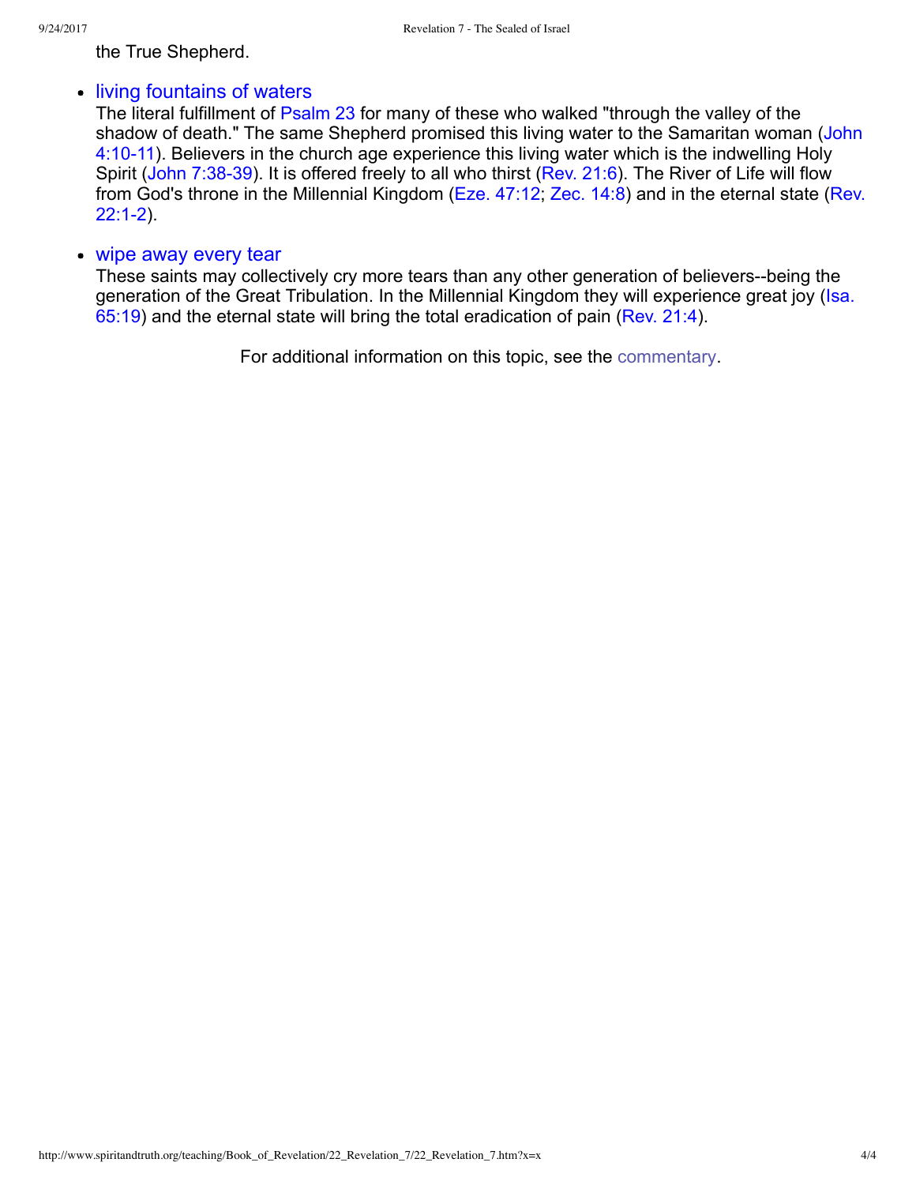the True Shepherd.

- living fountains of waters
  The literal fulfillment of Psalm 23 for many of these who walked "through the valley of the shadow of death." The same Shepherd promised this living water to the Samaritan woman (John 4:10-11). Believers in the church age experience this living water which is the indwelling Holy Spirit (John 7:38-39). It is offered freely to all who thirst (Rev. 21:6). The River of Life will flow from God's throne in the Millennial Kingdom (Eze. 47:12; Zec. 14:8) and in the eternal state (Rev. 22:1-2).

- wipe away every tear
  These saints may collectively cry more tears than any other generation of believers--being the generation of the Great Tribulation. In the Millennial Kingdom they will experience great joy (Isa. 65:19) and the eternal state will bring the total eradication of pain (Rev. 21:4).

For additional information on this topic, see the commentary.